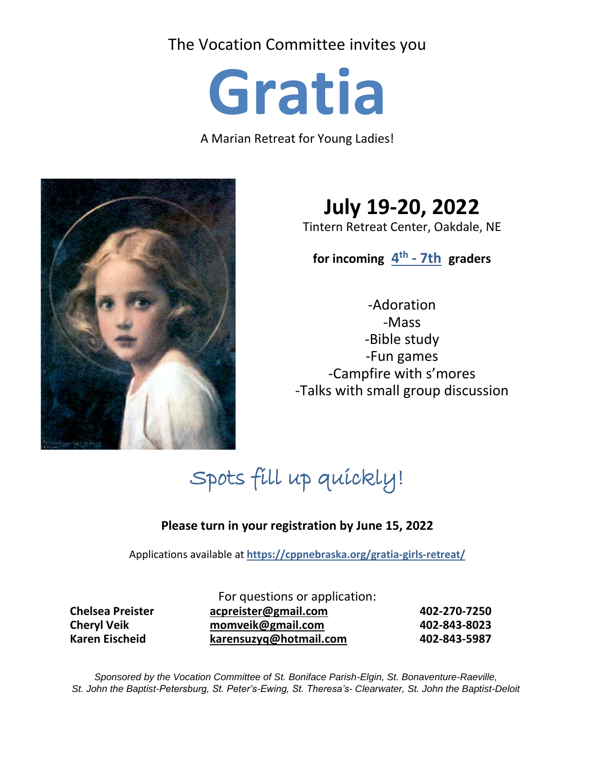The Vocation Committee invites you

# Gratia

A Marian Retreat for Young Ladies!

## July 19-20, 2022

Tintern Retreat Center, Oakdale, NE

**for incoming 4th - 7th graders**

-Adoration
-Mass
-Bible study
-Fun games
-Campfire with s'mores
-Talks with small group discussion

Spots fill up quickly!

**Please turn in your registration by June 15, 2022**

Applications available at **https://cppnebraska.org/gratia-girls-retreat/**

For questions or application:

| | | |
|---|---|---|
| **Chelsea Preister** | **acpreister@gmail.com** | **402-270-7250** |
| **Cheryl Veik** | **momveik@gmail.com** | **402-843-8023** |
| **Karen Eischeid** | **karensuzyq@hotmail.com** | **402-843-5987** |

*Sponsored by the Vocation Committee of St. Boniface Parish-Elgin, St. Bonaventure-Raeville, St. John the Baptist-Petersburg, St. Peter's-Ewing, St. Theresa's- Clearwater, St. John the Baptist-Deloit*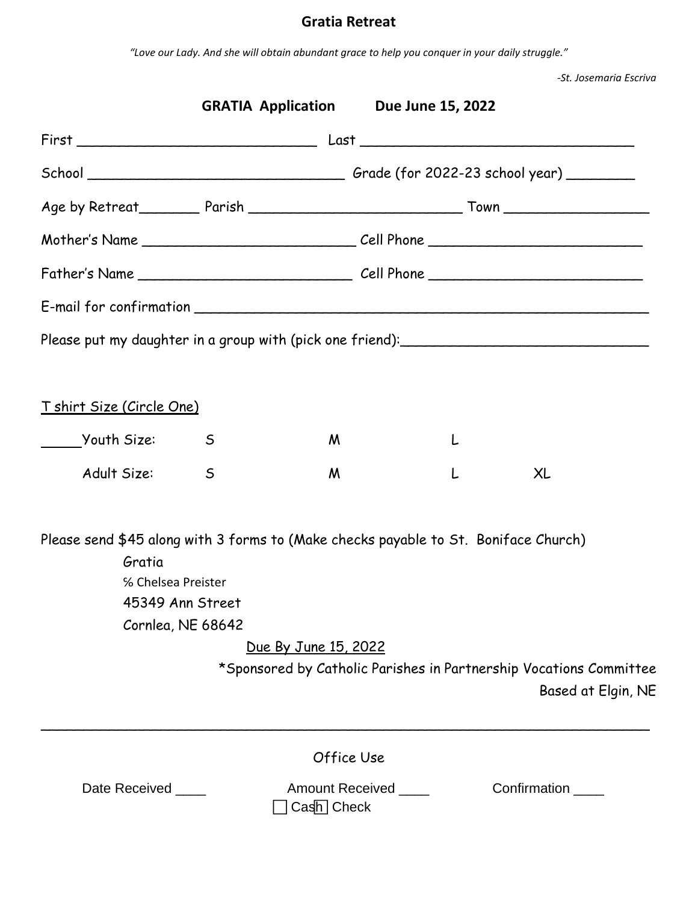# Gratia Retreat

*"Love our Lady. And she will obtain abundant grace to help you conquer in your daily struggle."*

*-St. Josemaria Escriva*

## GRATIA Application Due June 15, 2022

First _____________________________ Last _________________________________

School _______________________________ Grade (for 2022-23 school year) ________

Age by Retreat_______ Parish __________________________ Town _________________

Mother's Name _________________________ Cell Phone _________________________

Father's Name __________________________ Cell Phone _________________________

E-mail for confirmation _________________________________________________________

Please put my daughter in a group with (pick one friend):_____________________________

T shirt Size (Circle One)

| | | | | |
|---|---|---|---|---|
| _____Youth Size: | S | M | L | |
| Adult Size: | S | M | L | XL |

Please send $45 along with 3 forms to (Make checks payable to St. Boniface Church)

Gratia
% Chelsea Preister
45349 Ann Street
Cornlea, NE 68642

Due By June 15, 2022

*Sponsored by Catholic Parishes in Partnership Vocations Committee
Based at Elgin, NE

---

Office Use

Date Received ____ Amount Received ____ Confirmation ____

☐ Cash ☐ Check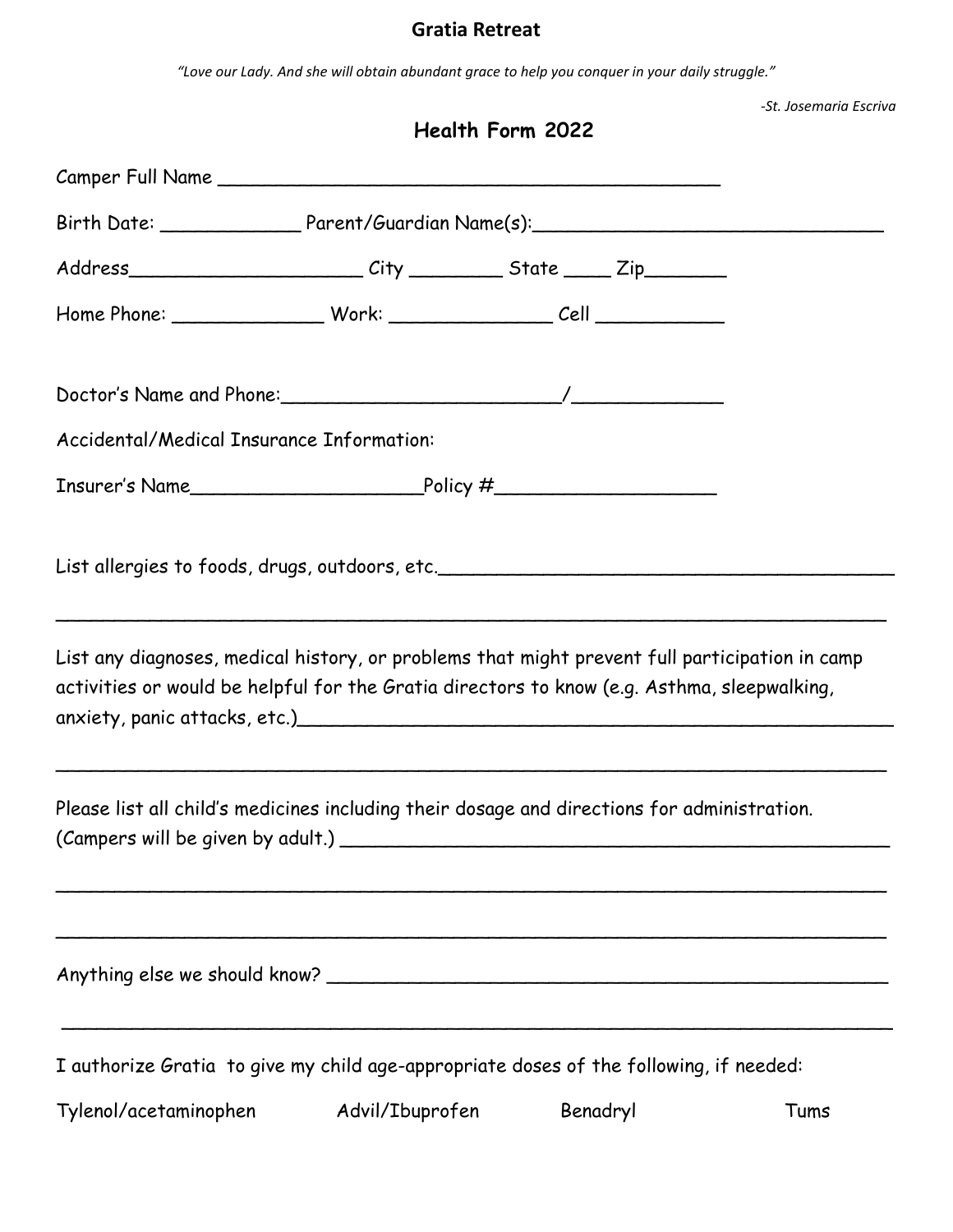# Gratia Retreat

*"Love our Lady. And she will obtain abundant grace to help you conquer in your daily struggle."*

*-St. Josemaria Escriva*

## Health Form 2022

Camper Full Name ___________________________________________

Birth Date: ____________ Parent/Guardian Name(s):_______________________________

Address____________________ City ________ State ____ Zip_______

Home Phone: _____________ Work: ______________ Cell ___________

Doctor's Name and Phone:________________________/_____________

Accidental/Medical Insurance Information:

Insurer's Name____________________Policy #__________________

List allergies to foods, drugs, outdoors, etc.________________________________________

___________________________________________________________________________

List any diagnoses, medical history, or problems that might prevent full participation in camp activities or would be helpful for the Gratia directors to know (e.g. Asthma, sleepwalking, anxiety, panic attacks, etc.)______________________________________________________

___________________________________________________________________________

Please list all child's medicines including their dosage and directions for administration. (Campers will be given by adult.) ___________________________________________________

___________________________________________________________________________

___________________________________________________________________________

Anything else we should know? __________________________________________________

___________________________________________________________________________

I authorize Gratia to give my child age-appropriate doses of the following, if needed:

Tylenol/acetaminophen Advil/Ibuprofen Benadryl Tums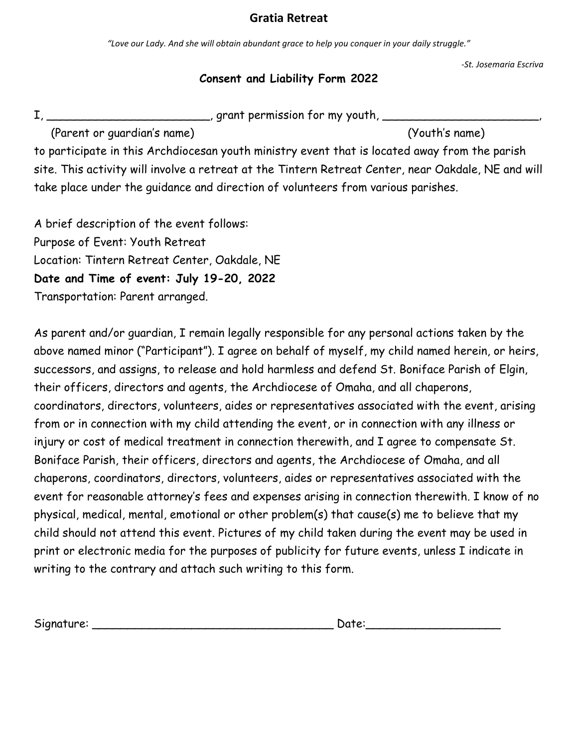# Gratia Retreat

*"Love our Lady. And she will obtain abundant grace to help you conquer in your daily struggle."*

*-St. Josemaria Escriva*

## Consent and Liability Form 2022

I, \_\_\_\_\_\_\_\_\_\_\_\_\_\_\_\_\_\_\_\_\_\_\_\_, grant permission for my youth, \_\_\_\_\_\_\_\_\_\_\_\_\_\_\_\_\_\_\_\_\_\_\_\_,

(Parent or guardian's name) (Youth's name)

to participate in this Archdiocesan youth ministry event that is located away from the parish site. This activity will involve a retreat at the Tintern Retreat Center, near Oakdale, NE and will take place under the guidance and direction of volunteers from various parishes.

A brief description of the event follows:
Purpose of Event: Youth Retreat
Location: Tintern Retreat Center, Oakdale, NE
**Date and Time of event: July 19-20, 2022**
Transportation: Parent arranged.

As parent and/or guardian, I remain legally responsible for any personal actions taken by the above named minor ("Participant"). I agree on behalf of myself, my child named herein, or heirs, successors, and assigns, to release and hold harmless and defend St. Boniface Parish of Elgin, their officers, directors and agents, the Archdiocese of Omaha, and all chaperons, coordinators, directors, volunteers, aides or representatives associated with the event, arising from or in connection with my child attending the event, or in connection with any illness or injury or cost of medical treatment in connection therewith, and I agree to compensate St. Boniface Parish, their officers, directors and agents, the Archdiocese of Omaha, and all chaperons, coordinators, directors, volunteers, aides or representatives associated with the event for reasonable attorney's fees and expenses arising in connection therewith. I know of no physical, medical, mental, emotional or other problem(s) that cause(s) me to believe that my child should not attend this event. Pictures of my child taken during the event may be used in print or electronic media for the purposes of publicity for future events, unless I indicate in writing to the contrary and attach such writing to this form.

Signature: \_\_\_\_\_\_\_\_\_\_\_\_\_\_\_\_\_\_\_\_\_\_\_\_\_\_\_\_\_\_\_\_\_\_\_\_ Date:\_\_\_\_\_\_\_\_\_\_\_\_\_\_\_\_\_\_\_\_